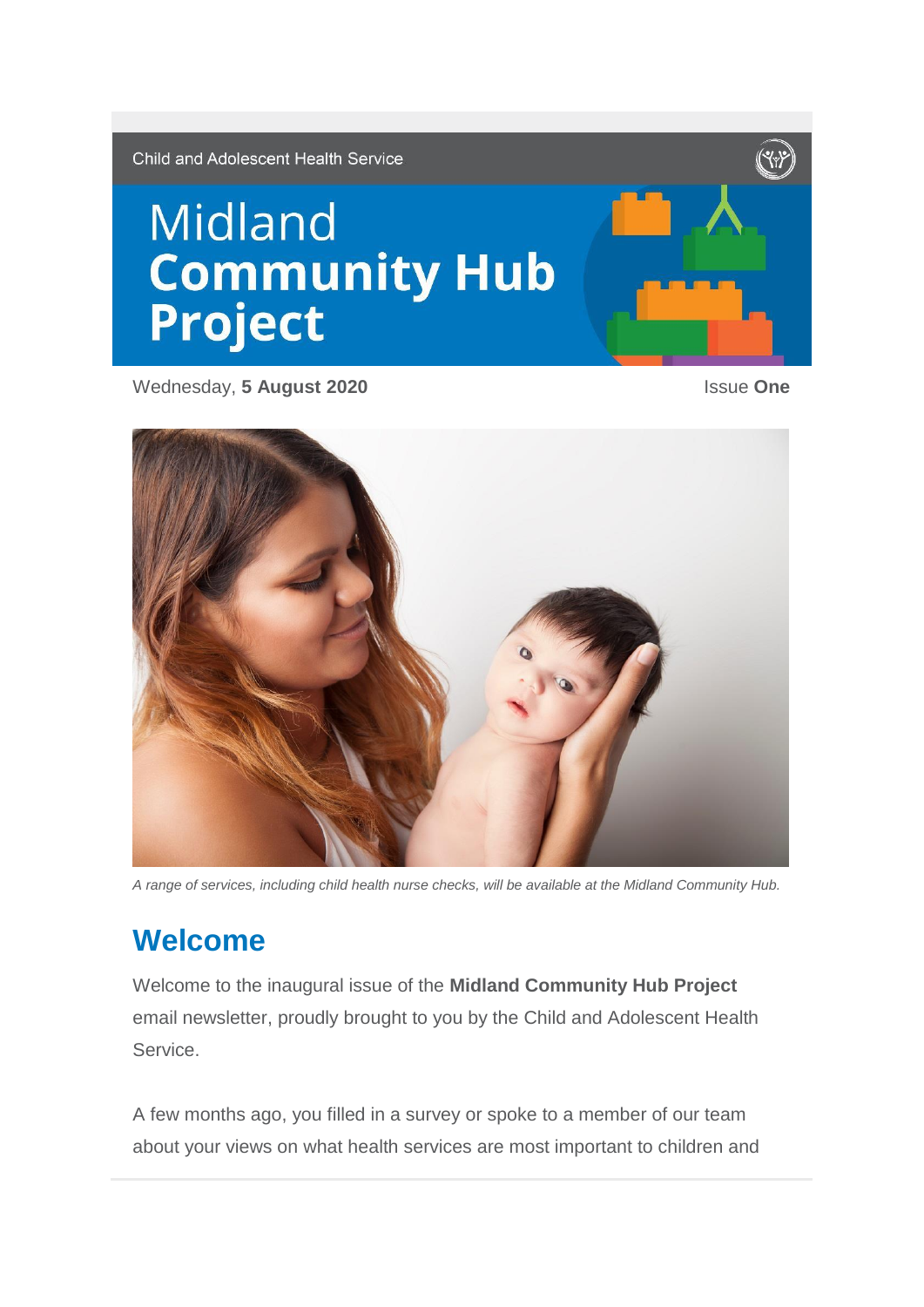Child and Adolescent Health Service

# Midland **Community Hub Project**

Wednesday, **5 August 2020**

Issue **One**

*A range of services, including child health nurse checks, will be available at the Midland Community Hub.*

## Welcome

Welcome to the inaugural issue of the **Midland Community Hub Project** email newsletter, proudly brought to you by the Child and Adolescent Health Service.

A few months ago, you filled in a survey or spoke to a member of our team about your views on what health services are most important to children and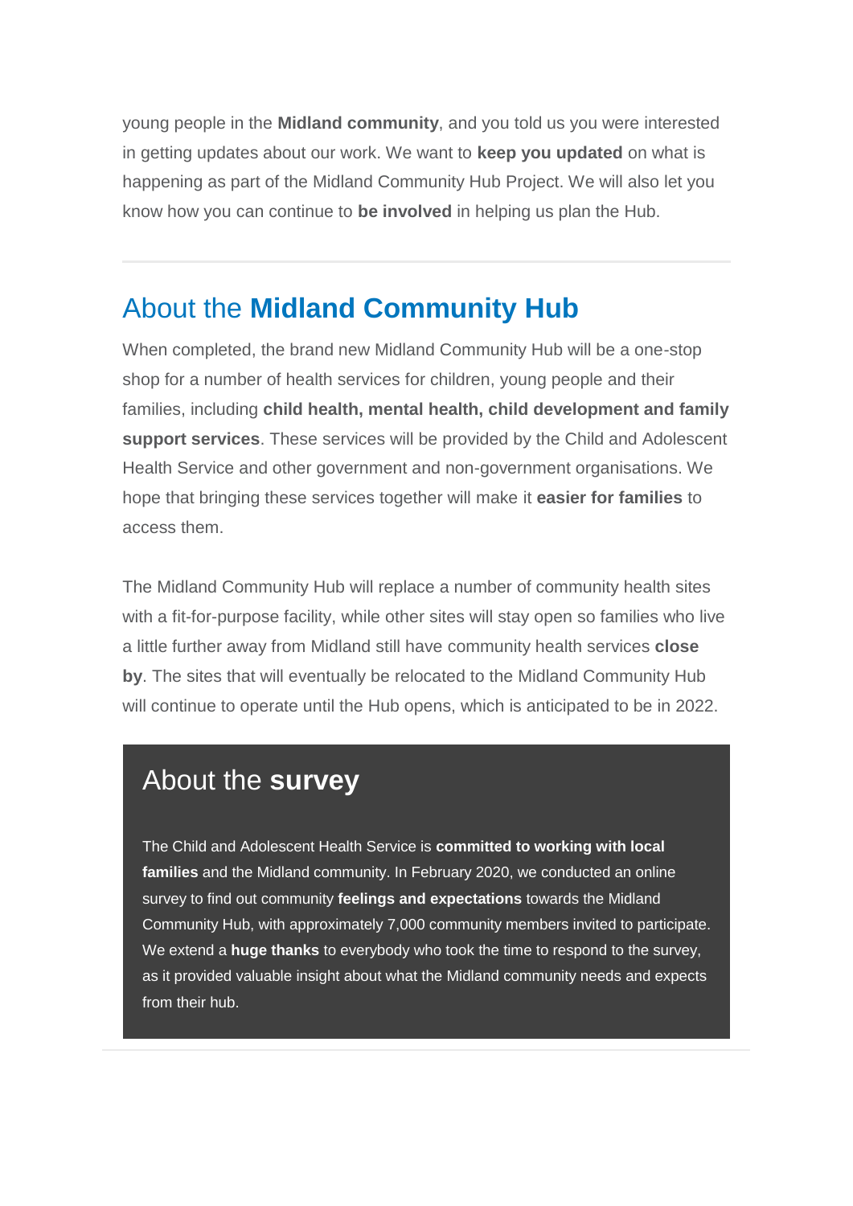young people in the **Midland community**, and you told us you were interested in getting updates about our work. We want to **keep you updated** on what is happening as part of the Midland Community Hub Project. We will also let you know how you can continue to **be involved** in helping us plan the Hub.

---

## About the **Midland Community Hub**

When completed, the brand new Midland Community Hub will be a one-stop shop for a number of health services for children, young people and their families, including **child health, mental health, child development and family support services**. These services will be provided by the Child and Adolescent Health Service and other government and non-government organisations. We hope that bringing these services together will make it **easier for families** to access them.

The Midland Community Hub will replace a number of community health sites with a fit-for-purpose facility, while other sites will stay open so families who live a little further away from Midland still have community health services **close by**. The sites that will eventually be relocated to the Midland Community Hub will continue to operate until the Hub opens, which is anticipated to be in 2022.

## About the **survey**

The Child and Adolescent Health Service is **committed to working with local families** and the Midland community. In February 2020, we conducted an online survey to find out community **feelings and expectations** towards the Midland Community Hub, with approximately 7,000 community members invited to participate. We extend a **huge thanks** to everybody who took the time to respond to the survey, as it provided valuable insight about what the Midland community needs and expects from their hub.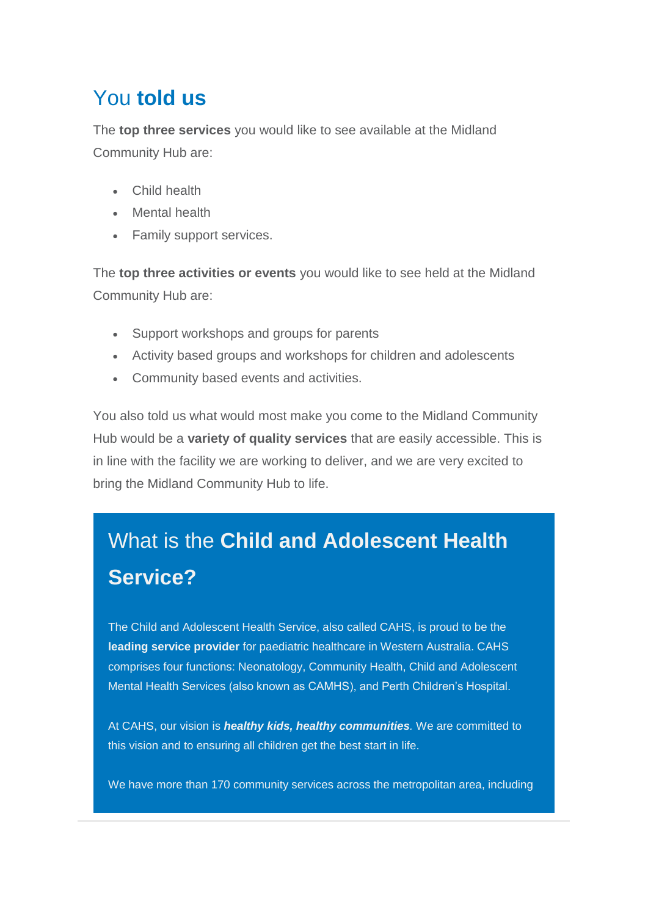## You **told us**

The **top three services** you would like to see available at the Midland Community Hub are:

- Child health
- Mental health
- Family support services.

The **top three activities or events** you would like to see held at the Midland Community Hub are:

- Support workshops and groups for parents
- Activity based groups and workshops for children and adolescents
- Community based events and activities.

You also told us what would most make you come to the Midland Community Hub would be a **variety of quality services** that are easily accessible. This is in line with the facility we are working to deliver, and we are very excited to bring the Midland Community Hub to life.

## What is the **Child and Adolescent Health Service?**

The Child and Adolescent Health Service, also called CAHS, is proud to be the **leading service provider** for paediatric healthcare in Western Australia. CAHS comprises four functions: Neonatology, Community Health, Child and Adolescent Mental Health Services (also known as CAMHS), and Perth Children's Hospital.

At CAHS, our vision is ***healthy kids, healthy communities***. We are committed to this vision and to ensuring all children get the best start in life.

We have more than 170 community services across the metropolitan area, including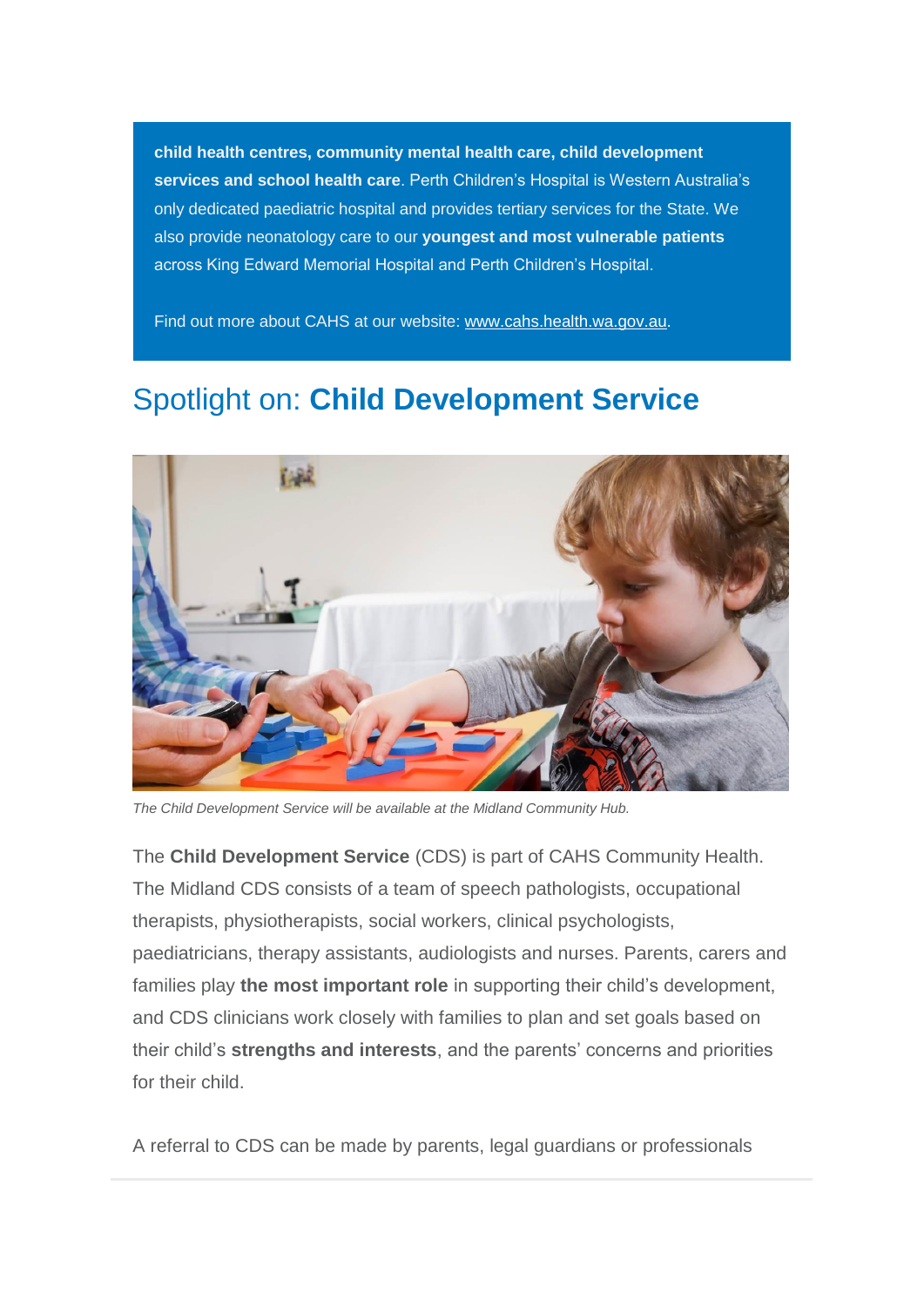**child health centres, community mental health care, child development services and school health care**. Perth Children's Hospital is Western Australia's only dedicated paediatric hospital and provides tertiary services for the State. We also provide neonatology care to our **youngest and most vulnerable patients** across King Edward Memorial Hospital and Perth Children's Hospital.

Find out more about CAHS at our website: www.cahs.health.wa.gov.au.

## Spotlight on: **Child Development Service**

*The Child Development Service will be available at the Midland Community Hub.*

The **Child Development Service** (CDS) is part of CAHS Community Health. The Midland CDS consists of a team of speech pathologists, occupational therapists, physiotherapists, social workers, clinical psychologists, paediatricians, therapy assistants, audiologists and nurses. Parents, carers and families play **the most important role** in supporting their child's development, and CDS clinicians work closely with families to plan and set goals based on their child's **strengths and interests**, and the parents' concerns and priorities for their child.

A referral to CDS can be made by parents, legal guardians or professionals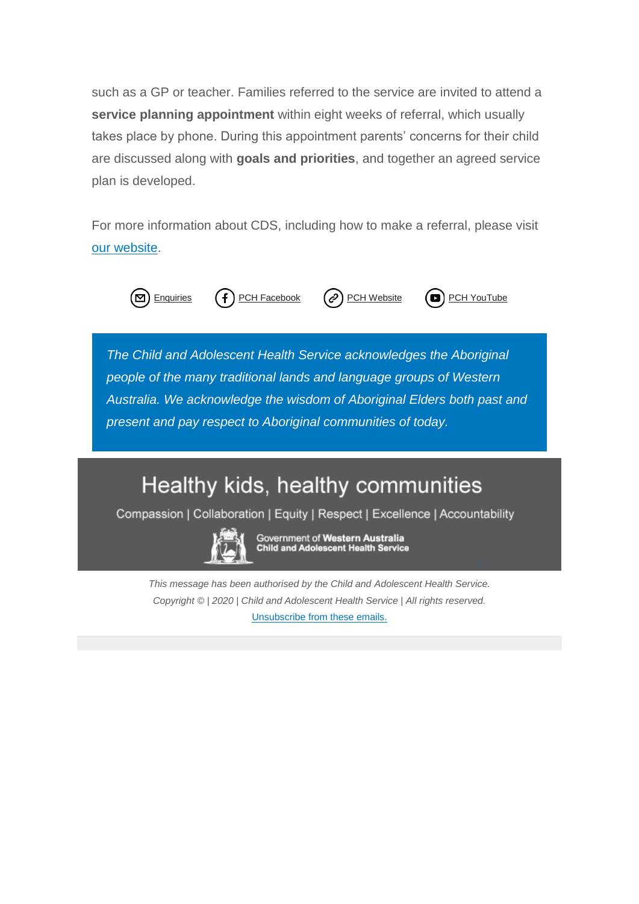such as a GP or teacher. Families referred to the service are invited to attend a **service planning appointment** within eight weeks of referral, which usually takes place by phone. During this appointment parents' concerns for their child are discussed along with **goals and priorities**, and together an agreed service plan is developed.

For more information about CDS, including how to make a referral, please visit our website.

Enquiries | PCH Facebook | PCH Website | PCH YouTube

*The Child and Adolescent Health Service acknowledges the Aboriginal people of the many traditional lands and language groups of Western Australia. We acknowledge the wisdom of Aboriginal Elders both past and present and pay respect to Aboriginal communities of today.*

Healthy kids, healthy communities

Compassion | Collaboration | Equity | Respect | Excellence | Accountability

Government of **Western Australia**
**Child and Adolescent Health Service**

*This message has been authorised by the Child and Adolescent Health Service.*
*Copyright © | 2020 | Child and Adolescent Health Service | All rights reserved.*
Unsubscribe from these emails.